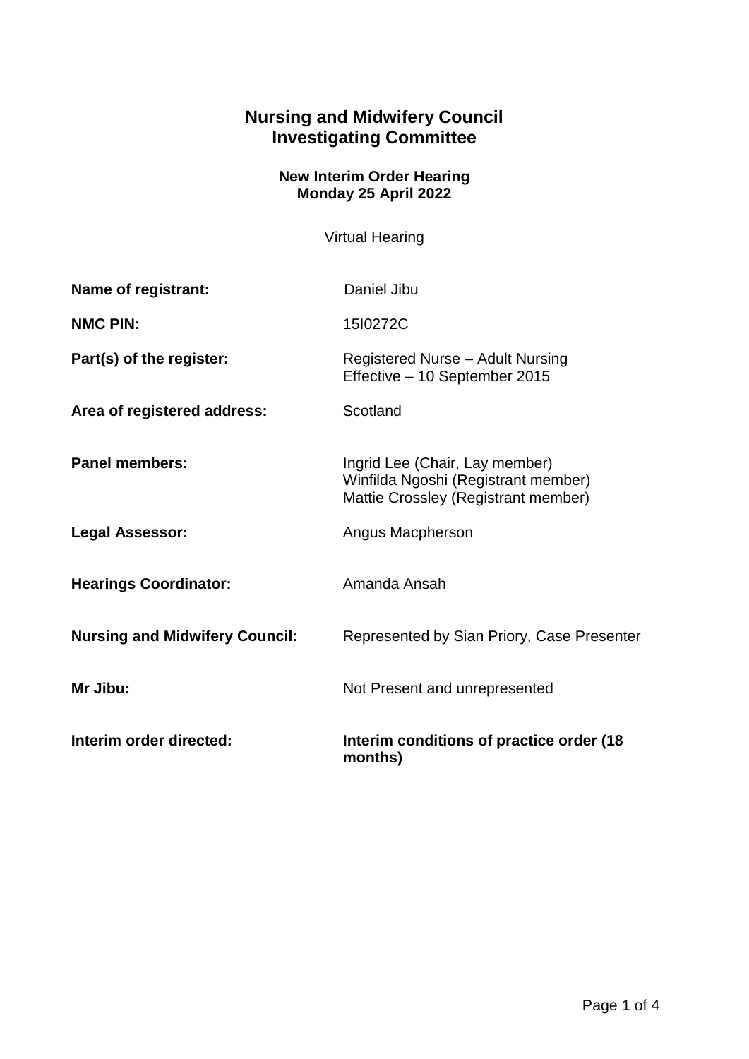# Nursing and Midwifery Council
# Investigating Committee

**New Interim Order Hearing**
**Monday 25 April 2022**

Virtual Hearing

| | |
|---|---|
| **Name of registrant:** | Daniel Jibu |
| **NMC PIN:** | 15I0272C |
| **Part(s) of the register:** | Registered Nurse – Adult Nursing<br>Effective – 10 September 2015 |
| **Area of registered address:** | Scotland |
| **Panel members:** | Ingrid Lee (Chair, Lay member)<br>Winfilda Ngoshi (Registrant member)<br>Mattie Crossley (Registrant member) |
| **Legal Assessor:** | Angus Macpherson |
| **Hearings Coordinator:** | Amanda Ansah |
| **Nursing and Midwifery Council:** | Represented by Sian Priory, Case Presenter |
| **Mr Jibu:** | Not Present and unrepresented |
| **Interim order directed:** | **Interim conditions of practice order (18 months)** |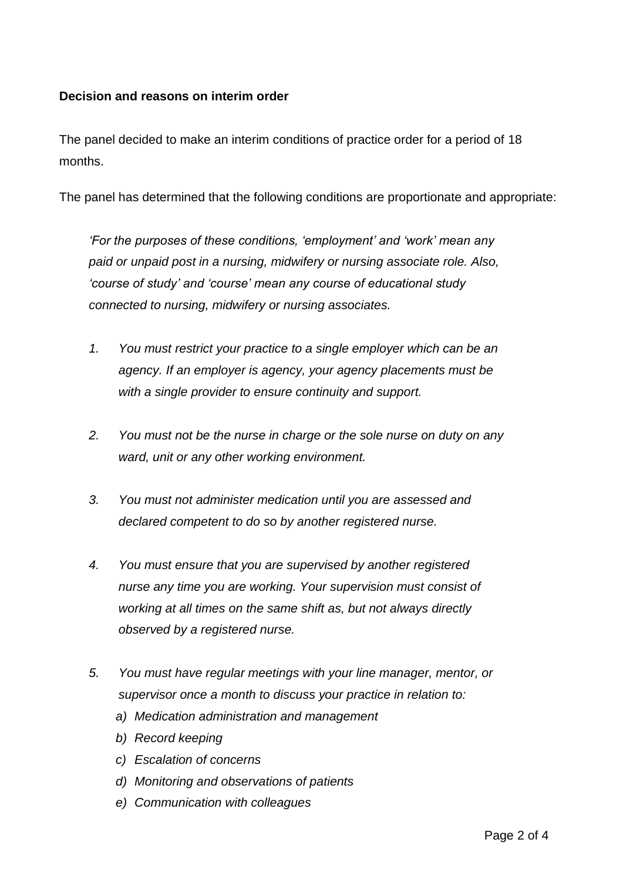**Decision and reasons on interim order**

The panel decided to make an interim conditions of practice order for a period of 18 months.

The panel has determined that the following conditions are proportionate and appropriate:

> *'For the purposes of these conditions, 'employment' and 'work' mean any paid or unpaid post in a nursing, midwifery or nursing associate role. Also, 'course of study' and 'course' mean any course of educational study connected to nursing, midwifery or nursing associates.*
>
> 1. *You must restrict your practice to a single employer which can be an agency. If an employer is agency, your agency placements must be with a single provider to ensure continuity and support.*
>
> 2. *You must not be the nurse in charge or the sole nurse on duty on any ward, unit or any other working environment.*
>
> 3. *You must not administer medication until you are assessed and declared competent to do so by another registered nurse.*
>
> 4. *You must ensure that you are supervised by another registered nurse any time you are working. Your supervision must consist of working at all times on the same shift as, but not always directly observed by a registered nurse.*
>
> 5. *You must have regular meetings with your line manager, mentor, or supervisor once a month to discuss your practice in relation to:*
>     a) *Medication administration and management*
>     b) *Record keeping*
>     c) *Escalation of concerns*
>     d) *Monitoring and observations of patients*
>     e) *Communication with colleagues*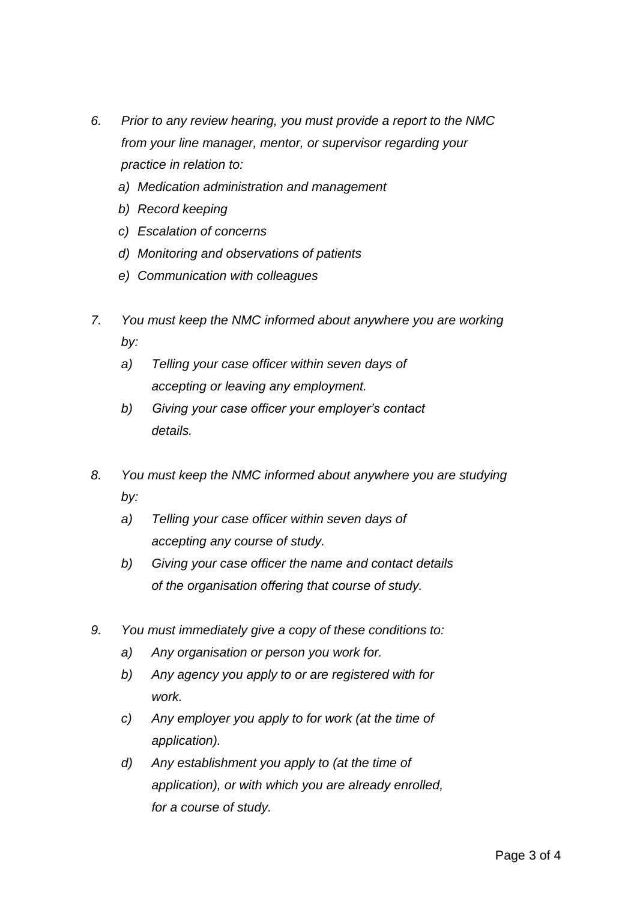6. *Prior to any review hearing, you must provide a report to the NMC from your line manager, mentor, or supervisor regarding your practice in relation to:*
   a) *Medication administration and management*
   b) *Record keeping*
   c) *Escalation of concerns*
   d) *Monitoring and observations of patients*
   e) *Communication with colleagues*

7. *You must keep the NMC informed about anywhere you are working by:*
   a) *Telling your case officer within seven days of accepting or leaving any employment.*
   b) *Giving your case officer your employer's contact details.*

8. *You must keep the NMC informed about anywhere you are studying by:*
   a) *Telling your case officer within seven days of accepting any course of study.*
   b) *Giving your case officer the name and contact details of the organisation offering that course of study.*

9. *You must immediately give a copy of these conditions to:*
   a) *Any organisation or person you work for.*
   b) *Any agency you apply to or are registered with for work.*
   c) *Any employer you apply to for work (at the time of application).*
   d) *Any establishment you apply to (at the time of application), or with which you are already enrolled, for a course of study.*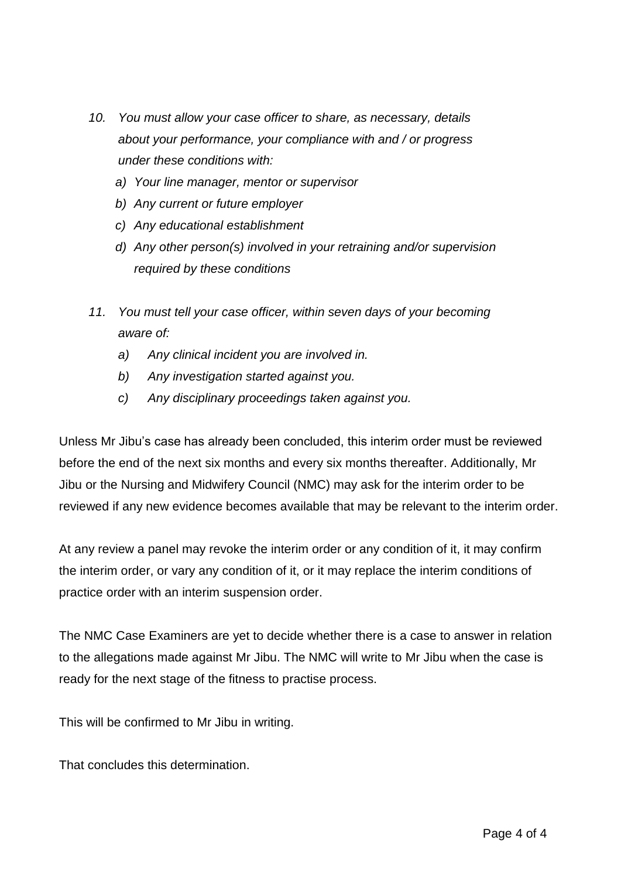*10. You must allow your case officer to share, as necessary, details about your performance, your compliance with and / or progress under these conditions with:*

*a) Your line manager, mentor or supervisor*

*b) Any current or future employer*

*c) Any educational establishment*

*d) Any other person(s) involved in your retraining and/or supervision required by these conditions*

*11. You must tell your case officer, within seven days of your becoming aware of:*

*a) Any clinical incident you are involved in.*

*b) Any investigation started against you.*

*c) Any disciplinary proceedings taken against you.*

Unless Mr Jibu's case has already been concluded, this interim order must be reviewed before the end of the next six months and every six months thereafter. Additionally, Mr Jibu or the Nursing and Midwifery Council (NMC) may ask for the interim order to be reviewed if any new evidence becomes available that may be relevant to the interim order.

At any review a panel may revoke the interim order or any condition of it, it may confirm the interim order, or vary any condition of it, or it may replace the interim conditions of practice order with an interim suspension order.

The NMC Case Examiners are yet to decide whether there is a case to answer in relation to the allegations made against Mr Jibu. The NMC will write to Mr Jibu when the case is ready for the next stage of the fitness to practise process.

This will be confirmed to Mr Jibu in writing.

That concludes this determination.